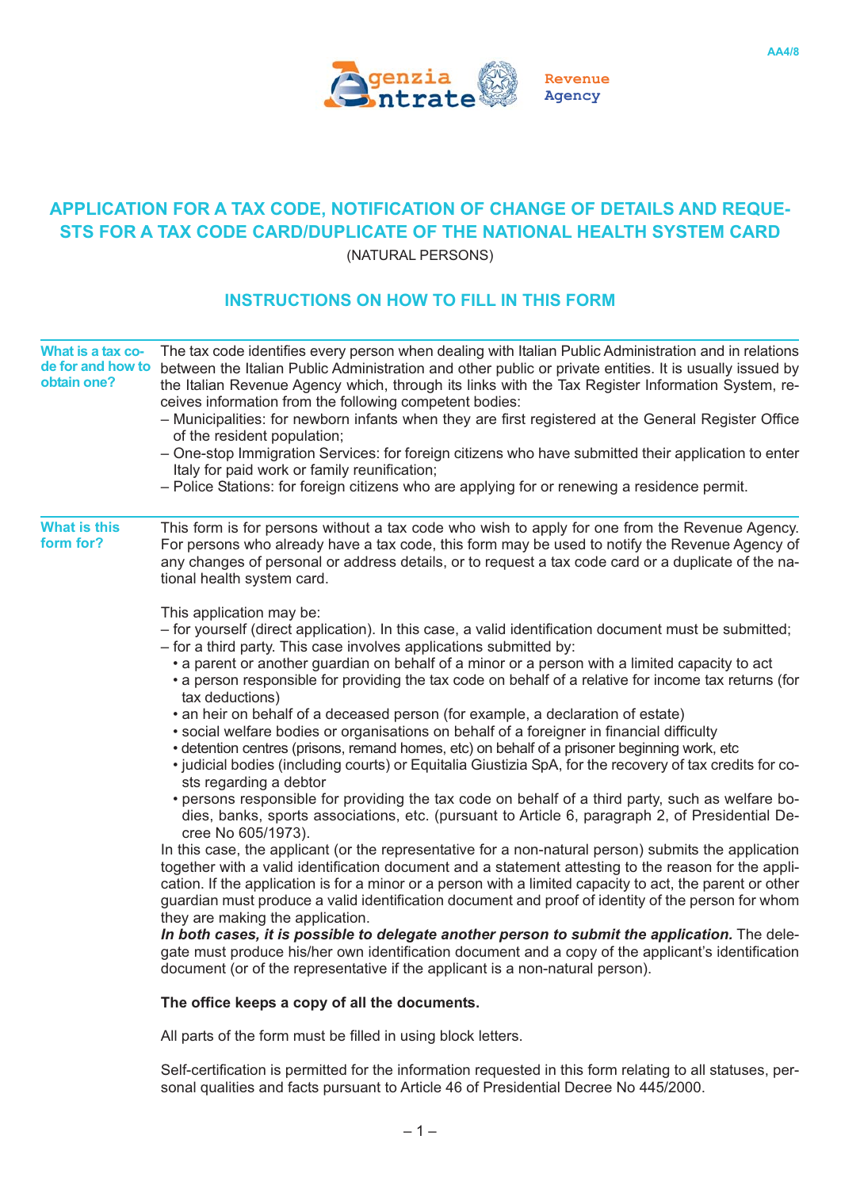Agenzia Entrate — Revenue Agency

AA4/8

# APPLICATION FOR A TAX CODE, NOTIFICATION OF CHANGE OF DETAILS AND REQUESTS FOR A TAX CODE CARD/DUPLICATE OF THE NATIONAL HEALTH SYSTEM CARD

(NATURAL PERSONS)

## INSTRUCTIONS ON HOW TO FILL IN THIS FORM

### What is a tax code for and how to obtain one?

The tax code identifies every person when dealing with Italian Public Administration and in relations between the Italian Public Administration and other public or private entities. It is usually issued by the Italian Revenue Agency which, through its links with the Tax Register Information System, receives information from the following competent bodies:

– Municipalities: for newborn infants when they are first registered at the General Register Office of the resident population;
– One-stop Immigration Services: for foreign citizens who have submitted their application to enter Italy for paid work or family reunification;
– Police Stations: for foreign citizens who are applying for or renewing a residence permit.

### What is this form for?

This form is for persons without a tax code who wish to apply for one from the Revenue Agency. For persons who already have a tax code, this form may be used to notify the Revenue Agency of any changes of personal or address details, or to request a tax code card or a duplicate of the national health system card.

This application may be:

– for yourself (direct application). In this case, a valid identification document must be submitted;
– for a third party. This case involves applications submitted by:
  - a parent or another guardian on behalf of a minor or a person with a limited capacity to act
  - a person responsible for providing the tax code on behalf of a relative for income tax returns (for tax deductions)
  - an heir on behalf of a deceased person (for example, a declaration of estate)
  - social welfare bodies or organisations on behalf of a foreigner in financial difficulty
  - detention centres (prisons, remand homes, etc) on behalf of a prisoner beginning work, etc
  - judicial bodies (including courts) or Equitalia Giustizia SpA, for the recovery of tax credits for costs regarding a debtor
  - persons responsible for providing the tax code on behalf of a third party, such as welfare bodies, banks, sports associations, etc. (pursuant to Article 6, paragraph 2, of Presidential Decree No 605/1973).

In this case, the applicant (or the representative for a non-natural person) submits the application together with a valid identification document and a statement attesting to the reason for the application. If the application is for a minor or a person with a limited capacity to act, the parent or other guardian must produce a valid identification document and proof of identity of the person for whom they are making the application.

***In both cases, it is possible to delegate another person to submit the application.*** The delegate must produce his/her own identification document and a copy of the applicant's identification document (or of the representative if the applicant is a non-natural person).

**The office keeps a copy of all the documents.**

All parts of the form must be filled in using block letters.

Self-certification is permitted for the information requested in this form relating to all statuses, personal qualities and facts pursuant to Article 46 of Presidential Decree No 445/2000.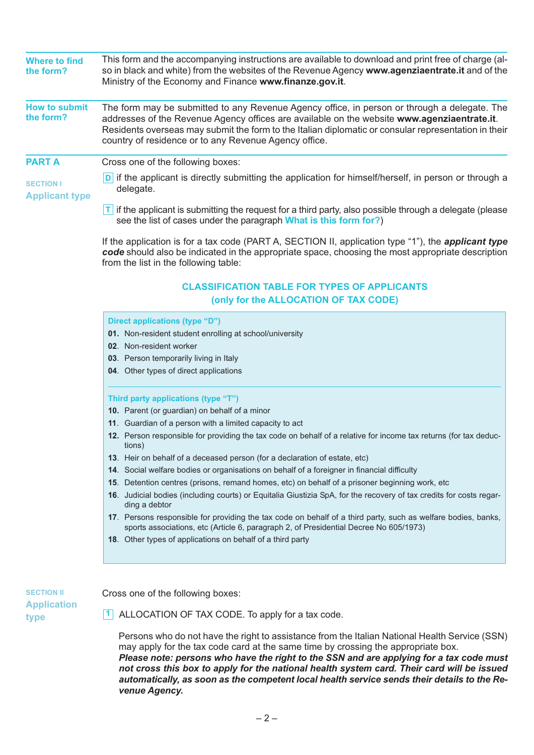**Where to find the form?**

This form and the accompanying instructions are available to download and print free of charge (also in black and white) from the websites of the Revenue Agency **www.agenziaentrate.it** and of the Ministry of the Economy and Finance **www.finanze.gov.it**.

**How to submit the form?**

The form may be submitted to any Revenue Agency office, in person or through a delegate. The addresses of the Revenue Agency offices are available on the website **www.agenziaentrate.it**. Residents overseas may submit the form to the Italian diplomatic or consular representation in their country of residence or to any Revenue Agency office.

## PART A

### SECTION I
### Applicant type

Cross one of the following boxes:

**D** if the applicant is directly submitting the application for himself/herself, in person or through a delegate.

**T** if the applicant is submitting the request for a third party, also possible through a delegate (please see the list of cases under the paragraph **What is this form for?**)

If the application is for a tax code (PART A, SECTION II, application type "1"), the ***applicant type code*** should also be indicated in the appropriate space, choosing the most appropriate description from the list in the following table:

**CLASSIFICATION TABLE FOR TYPES OF APPLICANTS**
**(only for the ALLOCATION OF TAX CODE)**

**Direct applications (type "D")**

**01.** Non-resident student enrolling at school/university
**02**. Non-resident worker
**03**. Person temporarily living in Italy
**04**. Other types of direct applications

**Third party applications (type "T")**

**10.** Parent (or guardian) on behalf of a minor
**11**. Guardian of a person with a limited capacity to act
**12.** Person responsible for providing the tax code on behalf of a relative for income tax returns (for tax deductions)
**13**. Heir on behalf of a deceased person (for a declaration of estate, etc)
**14**. Social welfare bodies or organisations on behalf of a foreigner in financial difficulty
**15**. Detention centres (prisons, remand homes, etc) on behalf of a prisoner beginning work, etc
**16**. Judicial bodies (including courts) or Equitalia Giustizia SpA, for the recovery of tax credits for costs regarding a debtor
**17**. Persons responsible for providing the tax code on behalf of a third party, such as welfare bodies, banks, sports associations, etc (Article 6, paragraph 2, of Presidential Decree No 605/1973)
**18**. Other types of applications on behalf of a third party

### SECTION II
### Application type

Cross one of the following boxes:

**1** ALLOCATION OF TAX CODE. To apply for a tax code.

Persons who do not have the right to assistance from the Italian National Health Service (SSN) may apply for the tax code card at the same time by crossing the appropriate box.
***Please note: persons who have the right to the SSN and are applying for a tax code must not cross this box to apply for the national health system card. Their card will be issued automatically, as soon as the competent local health service sends their details to the Revenue Agency.***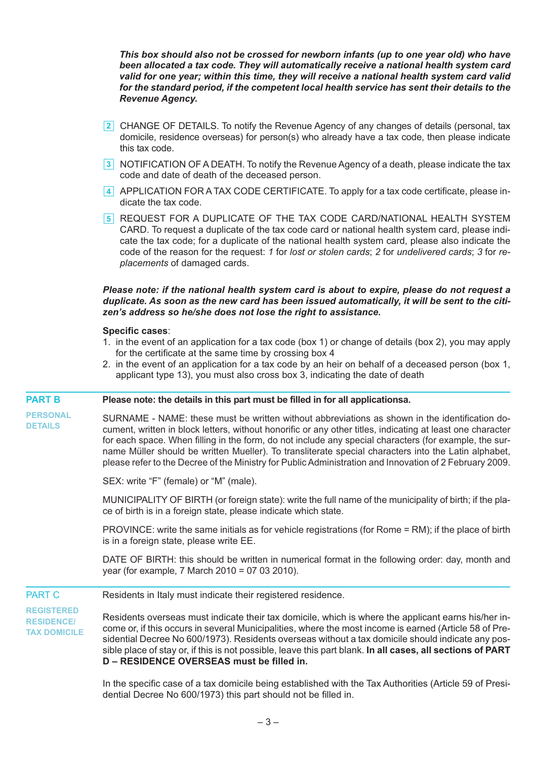***This box should also not be crossed for newborn infants (up to one year old) who have been allocated a tax code. They will automatically receive a national health system card valid for one year; within this time, they will receive a national health system card valid for the standard period, if the competent local health service has sent their details to the Revenue Agency.***

**2** CHANGE OF DETAILS. To notify the Revenue Agency of any changes of details (personal, tax domicile, residence overseas) for person(s) who already have a tax code, then please indicate this tax code.

**3** NOTIFICATION OF A DEATH. To notify the Revenue Agency of a death, please indicate the tax code and date of death of the deceased person.

**4** APPLICATION FOR A TAX CODE CERTIFICATE. To apply for a tax code certificate, please indicate the tax code.

**5** REQUEST FOR A DUPLICATE OF THE TAX CODE CARD/NATIONAL HEALTH SYSTEM CARD. To request a duplicate of the tax code card or national health system card, please indicate the tax code; for a duplicate of the national health system card, please also indicate the code of the reason for the request: *1* for *lost or stolen cards*; *2* for *undelivered cards*; *3* for *replacements* of damaged cards.

***Please note: if the national health system card is about to expire, please do not request a duplicate. As soon as the new card has been issued automatically, it will be sent to the citizen's address so he/she does not lose the right to assistance.***

**Specific cases**:

1. in the event of an application for a tax code (box 1) or change of details (box 2), you may apply for the certificate at the same time by crossing box 4
2. in the event of an application for a tax code by an heir on behalf of a deceased person (box 1, applicant type 13), you must also cross box 3, indicating the date of death

## PART B – PERSONAL DETAILS

**Please note: the details in this part must be filled in for all applicationsa.**

SURNAME - NAME: these must be written without abbreviations as shown in the identification document, written in block letters, without honorific or any other titles, indicating at least one character for each space. When filling in the form, do not include any special characters (for example, the surname Müller should be written Mueller). To transliterate special characters into the Latin alphabet, please refer to the Decree of the Ministry for Public Administration and Innovation of 2 February 2009.

SEX: write "F" (female) or "M" (male).

MUNICIPALITY OF BIRTH (or foreign state): write the full name of the municipality of birth; if the place of birth is in a foreign state, please indicate which state.

PROVINCE: write the same initials as for vehicle registrations (for Rome = RM); if the place of birth is in a foreign state, please write EE.

DATE OF BIRTH: this should be written in numerical format in the following order: day, month and year (for example, 7 March 2010 = 07 03 2010).

## PART C – REGISTERED RESIDENCE/ TAX DOMICILE

Residents in Italy must indicate their registered residence.

Residents overseas must indicate their tax domicile, which is where the applicant earns his/her income or, if this occurs in several Municipalities, where the most income is earned (Article 58 of Presidential Decree No 600/1973). Residents overseas without a tax domicile should indicate any possible place of stay or, if this is not possible, leave this part blank. **In all cases, all sections of PART D – RESIDENCE OVERSEAS must be filled in.**

In the specific case of a tax domicile being established with the Tax Authorities (Article 59 of Presidential Decree No 600/1973) this part should not be filled in.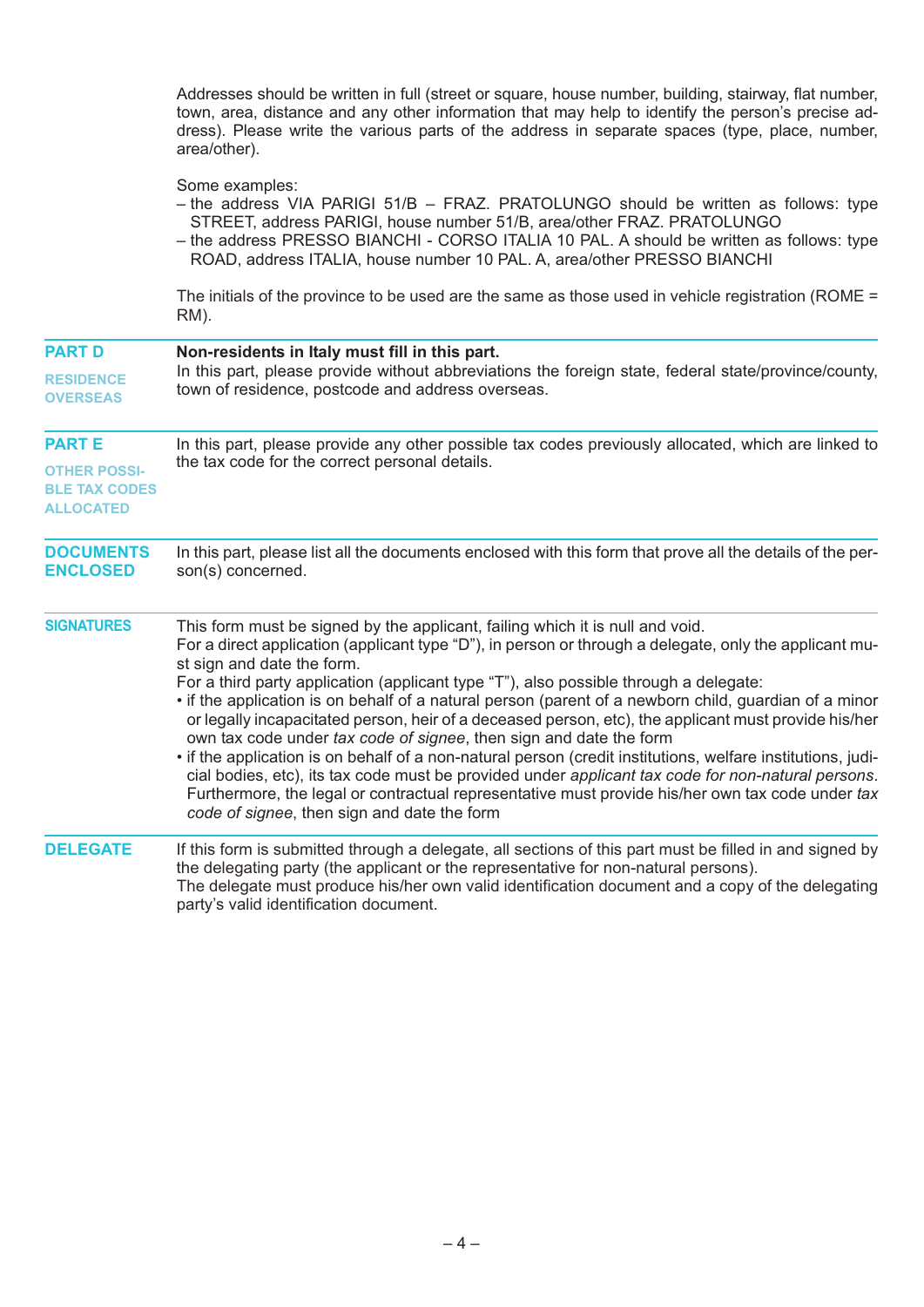Addresses should be written in full (street or square, house number, building, stairway, flat number, town, area, distance and any other information that may help to identify the person's precise address). Please write the various parts of the address in separate spaces (type, place, number, area/other).

Some examples:

- the address VIA PARIGI 51/B – FRAZ. PRATOLUNGO should be written as follows: type STREET, address PARIGI, house number 51/B, area/other FRAZ. PRATOLUNGO
- the address PRESSO BIANCHI - CORSO ITALIA 10 PAL. A should be written as follows: type ROAD, address ITALIA, house number 10 PAL. A, area/other PRESSO BIANCHI

The initials of the province to be used are the same as those used in vehicle registration (ROME = RM).

## PART D

### RESIDENCE OVERSEAS

**Non-residents in Italy must fill in this part.**
In this part, please provide without abbreviations the foreign state, federal state/province/county, town of residence, postcode and address overseas.

## PART E

### OTHER POSSIBLE TAX CODES ALLOCATED

In this part, please provide any other possible tax codes previously allocated, which are linked to the tax code for the correct personal details.

## DOCUMENTS ENCLOSED

In this part, please list all the documents enclosed with this form that prove all the details of the person(s) concerned.

## SIGNATURES

This form must be signed by the applicant, failing which it is null and void.
For a direct application (applicant type "D"), in person or through a delegate, only the applicant must sign and date the form.
For a third party application (applicant type "T"), also possible through a delegate:

- if the application is on behalf of a natural person (parent of a newborn child, guardian of a minor or legally incapacitated person, heir of a deceased person, etc), the applicant must provide his/her own tax code under *tax code of signee*, then sign and date the form
- if the application is on behalf of a non-natural person (credit institutions, welfare institutions, judicial bodies, etc), its tax code must be provided under *applicant tax code for non-natural persons*. Furthermore, the legal or contractual representative must provide his/her own tax code under *tax code of signee*, then sign and date the form

## DELEGATE

If this form is submitted through a delegate, all sections of this part must be filled in and signed by the delegating party (the applicant or the representative for non-natural persons).
The delegate must produce his/her own valid identification document and a copy of the delegating party's valid identification document.